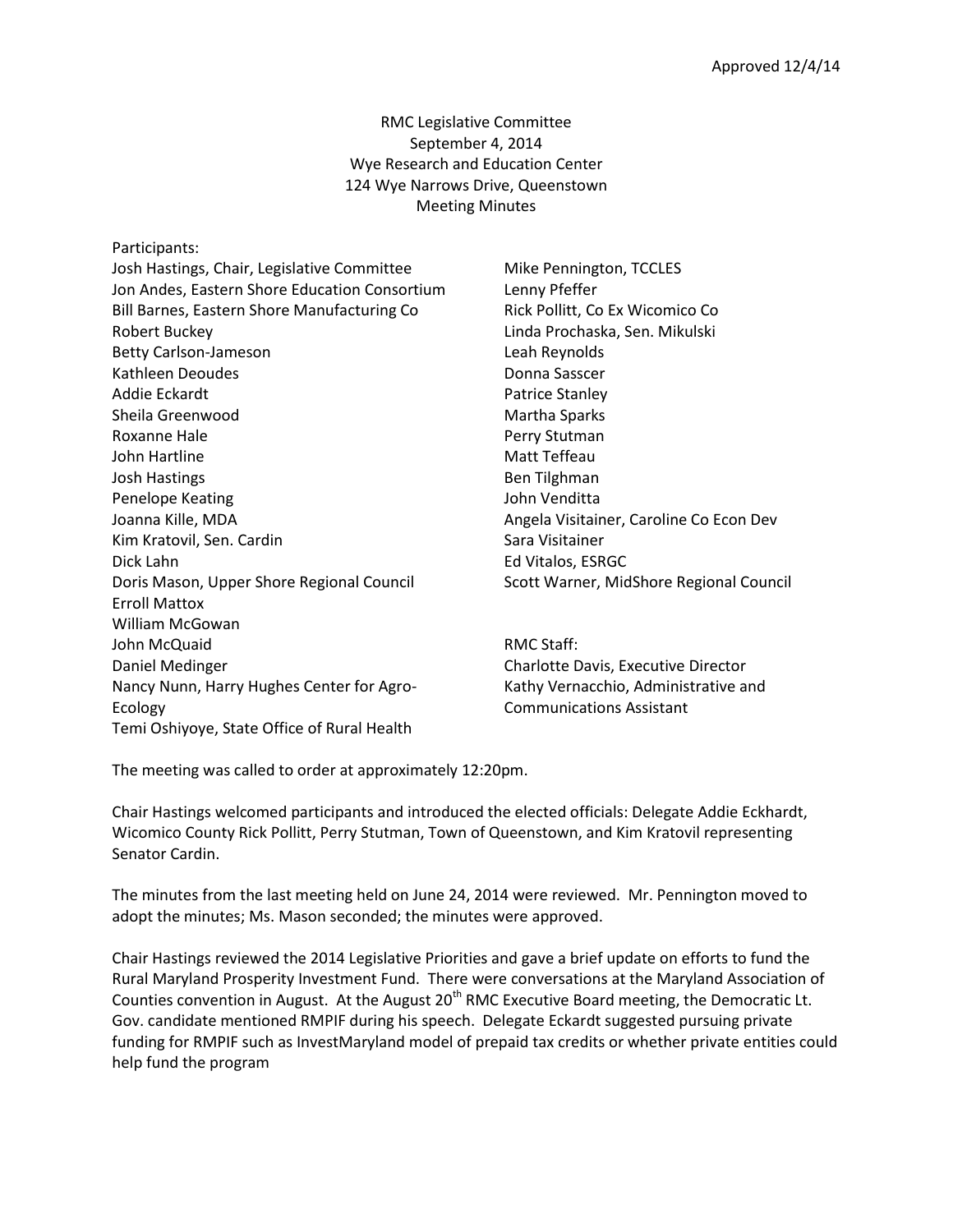Approved 12/4/14

RMC Legislative Committee
September 4, 2014
Wye Research and Education Center
124 Wye Narrows Drive, Queenstown
Meeting Minutes

Participants:

Josh Hastings, Chair, Legislative Committee
Jon Andes, Eastern Shore Education Consortium
Bill Barnes, Eastern Shore Manufacturing Co
Robert Buckey
Betty Carlson-Jameson
Kathleen Deoudes
Addie Eckardt
Sheila Greenwood
Roxanne Hale
John Hartline
Josh Hastings
Penelope Keating
Joanna Kille, MDA
Kim Kratovil, Sen. Cardin
Dick Lahn
Doris Mason, Upper Shore Regional Council
Erroll Mattox
William McGowan
John McQuaid
Daniel Medinger
Nancy Nunn, Harry Hughes Center for Agro-Ecology
Temi Oshiyoye, State Office of Rural Health
Mike Pennington, TCCLES
Lenny Pfeffer
Rick Pollitt, Co Ex Wicomico Co
Linda Prochaska, Sen. Mikulski
Leah Reynolds
Donna Sasscer
Patrice Stanley
Martha Sparks
Perry Stutman
Matt Teffeau
Ben Tilghman
John Venditta
Angela Visitainer, Caroline Co Econ Dev
Sara Visitainer
Ed Vitalos, ESRGC
Scott Warner, MidShore Regional Council

RMC Staff:
Charlotte Davis, Executive Director
Kathy Vernacchio, Administrative and Communications Assistant

The meeting was called to order at approximately 12:20pm.

Chair Hastings welcomed participants and introduced the elected officials: Delegate Addie Eckhardt, Wicomico County Rick Pollitt, Perry Stutman, Town of Queenstown, and Kim Kratovil representing Senator Cardin.

The minutes from the last meeting held on June 24, 2014 were reviewed. Mr. Pennington moved to adopt the minutes; Ms. Mason seconded; the minutes were approved.

Chair Hastings reviewed the 2014 Legislative Priorities and gave a brief update on efforts to fund the Rural Maryland Prosperity Investment Fund. There were conversations at the Maryland Association of Counties convention in August. At the August 20th RMC Executive Board meeting, the Democratic Lt. Gov. candidate mentioned RMPIF during his speech. Delegate Eckardt suggested pursuing private funding for RMPIF such as InvestMaryland model of prepaid tax credits or whether private entities could help fund the program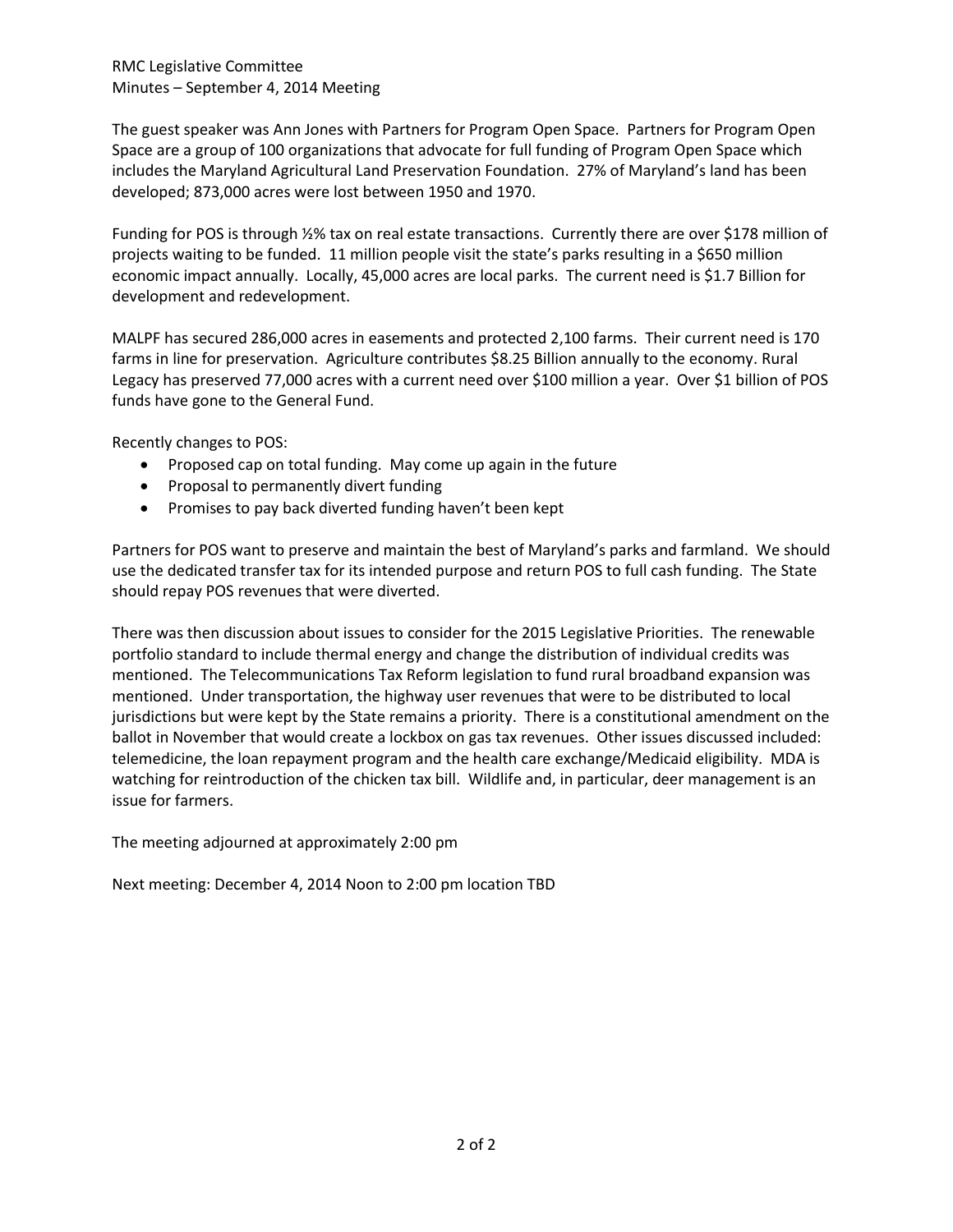RMC Legislative Committee
Minutes – September 4, 2014 Meeting

The guest speaker was Ann Jones with Partners for Program Open Space. Partners for Program Open Space are a group of 100 organizations that advocate for full funding of Program Open Space which includes the Maryland Agricultural Land Preservation Foundation. 27% of Maryland's land has been developed; 873,000 acres were lost between 1950 and 1970.

Funding for POS is through ½% tax on real estate transactions. Currently there are over $178 million of projects waiting to be funded. 11 million people visit the state's parks resulting in a $650 million economic impact annually. Locally, 45,000 acres are local parks. The current need is $1.7 Billion for development and redevelopment.

MALPF has secured 286,000 acres in easements and protected 2,100 farms. Their current need is 170 farms in line for preservation. Agriculture contributes $8.25 Billion annually to the economy. Rural Legacy has preserved 77,000 acres with a current need over $100 million a year. Over $1 billion of POS funds have gone to the General Fund.

Recently changes to POS:

- Proposed cap on total funding. May come up again in the future
- Proposal to permanently divert funding
- Promises to pay back diverted funding haven't been kept

Partners for POS want to preserve and maintain the best of Maryland's parks and farmland. We should use the dedicated transfer tax for its intended purpose and return POS to full cash funding. The State should repay POS revenues that were diverted.

There was then discussion about issues to consider for the 2015 Legislative Priorities. The renewable portfolio standard to include thermal energy and change the distribution of individual credits was mentioned. The Telecommunications Tax Reform legislation to fund rural broadband expansion was mentioned. Under transportation, the highway user revenues that were to be distributed to local jurisdictions but were kept by the State remains a priority. There is a constitutional amendment on the ballot in November that would create a lockbox on gas tax revenues. Other issues discussed included: telemedicine, the loan repayment program and the health care exchange/Medicaid eligibility. MDA is watching for reintroduction of the chicken tax bill. Wildlife and, in particular, deer management is an issue for farmers.

The meeting adjourned at approximately 2:00 pm

Next meeting: December 4, 2014 Noon to 2:00 pm location TBD